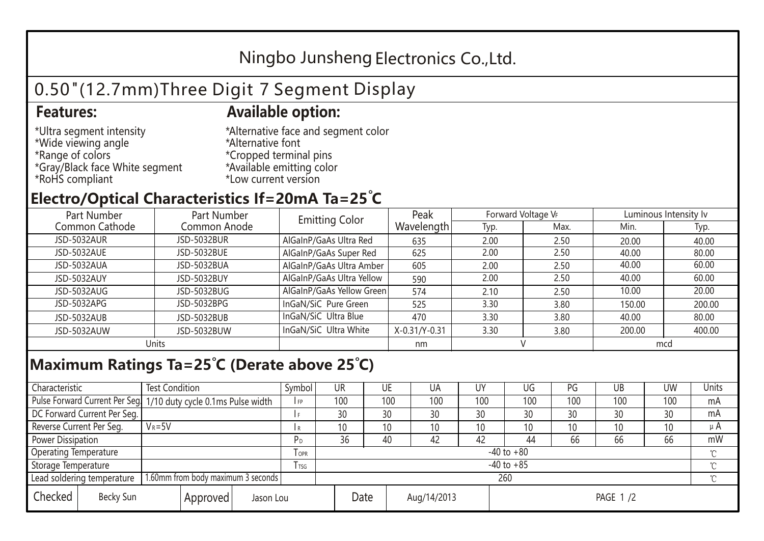# Ningbo Junsheng Electronics Co.,Ltd.

## 0.50"(12.7mm)Three Digit 7 Segment Display

**Features:**

*Ultra segment intensity
*Wide viewing angle
*Range of colors
*Gray/Black face White segment
*RoHS compliant

**Available option:**

*Alternative face and segment color
*Alternative font
*Cropped terminal pins
*Available emitting color
*Low current version

## Electro/Optical Characteristics If=20mA Ta=25°C

| Part Number Common Cathode | Part Number Common Anode | Emitting Color | Peak Wavelength | Forward Voltage $V_F$ | | Luminous Intensity Iv | |
|---|---|---|---|---|---|---|---|
| | | | | Typ. | Max. | Min. | Typ. |
| JSD-5032AUR | JSD-5032BUR | AlGaInP/GaAs Ultra Red | 635 | 2.00 | 2.50 | 20.00 | 40.00 |
| JSD-5032AUE | JSD-5032BUE | AlGaInP/GaAs Super Red | 625 | 2.00 | 2.50 | 40.00 | 80.00 |
| JSD-5032AUA | JSD-5032BUA | AlGaInP/GaAs Ultra Amber | 605 | 2.00 | 2.50 | 40.00 | 60.00 |
| JSD-5032AUY | JSD-5032BUY | AlGaInP/GaAs Ultra Yellow | 590 | 2.00 | 2.50 | 40.00 | 60.00 |
| JSD-5032AUG | JSD-5032BUG | AlGaInP/GaAs Yellow Green | 574 | 2.10 | 2.50 | 10.00 | 20.00 |
| JSD-5032APG | JSD-5032BPG | InGaN/SiC Pure Green | 525 | 3.30 | 3.80 | 150.00 | 200.00 |
| JSD-5032AUB | JSD-5032BUB | InGaN/SiC Ultra Blue | 470 | 3.30 | 3.80 | 40.00 | 80.00 |
| JSD-5032AUW | JSD-5032BUW | InGaN/SiC Ultra White | X-0.31/Y-0.31 | 3.30 | 3.80 | 200.00 | 400.00 |
| Units | | | nm | V | | mcd | |

## Maximum Ratings Ta=25°C (Derate above 25°C)

| Characteristic | Test Condition | Symbol | UR | UE | UA | UY | UG | PG | UB | UW | Units |
|---|---|---|---|---|---|---|---|---|---|---|---|
| Pulse Forward Current Per Seg. | 1/10 duty cycle 0.1ms Pulse width | $I_{FP}$ | 100 | 100 | 100 | 100 | 100 | 100 | 100 | 100 | mA |
| DC Forward Current Per Seg. | | $I_F$ | 30 | 30 | 30 | 30 | 30 | 30 | 30 | 30 | mA |
| Reverse Current Per Seg. | $V_R$=5V | $I_R$ | 10 | 10 | 10 | 10 | 10 | 10 | 10 | 10 | μA |
| Power Dissipation | | $P_D$ | 36 | 40 | 42 | 42 | 44 | 66 | 66 | 66 | mW |
| Operating Temperature | | $T_{OPR}$ | -40 to +80 | | | | | | | | ℃ |
| Storage Temperature | | $T_{TSG}$ | -40 to +85 | | | | | | | | ℃ |
| Lead soldering temperature | 1.60mm from body maximum 3 seconds | | 260 | | | | | | | | ℃ |

| Checked | Becky Sun | Approved | Jason Lou | Date | Aug/14/2013 |
|---|---|---|---|---|---|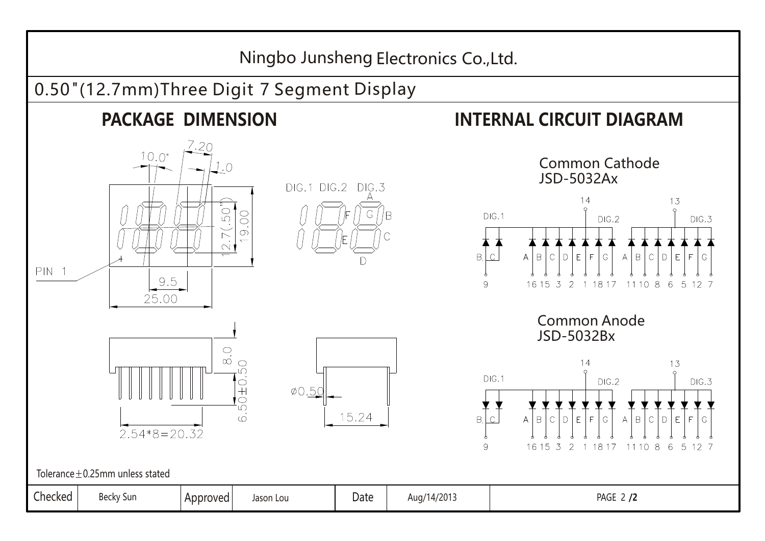Ningbo Junsheng Electronics Co.,Ltd.

0.50"(12.7mm)Three Digit 7 Segment Display

## PACKAGE DIMENSION

10.0°
7.20
1.0
12.7(.50")
19.00
PIN 1
9.5
25.00

DIG.1 DIG.2 DIG.3
A
F G B
E C
D

8.0
6.50±0.50
2.54*8=20.32
ø0.50
15.24

## INTERNAL CIRCUIT DIAGRAM

Common Cathode
JSD-5032Ax

14 13
DIG.1 DIG.2 DIG.3
B C A B C D E F G A B C D E F G
9 16 15 3 2 1 18 17 11 10 8 6 5 12 7

Common Anode
JSD-5032Bx

14 13
DIG.1 DIG.2 DIG.3
B C A B C D E F G A B C D E F G
9 16 15 3 2 1 18 17 11 10 8 6 5 12 7

Tolerance ± 0.25mm unless stated

| Checked | Becky Sun | Approved | Jason Lou | Date | Aug/14/2013 |
|---|---|---|---|---|---|